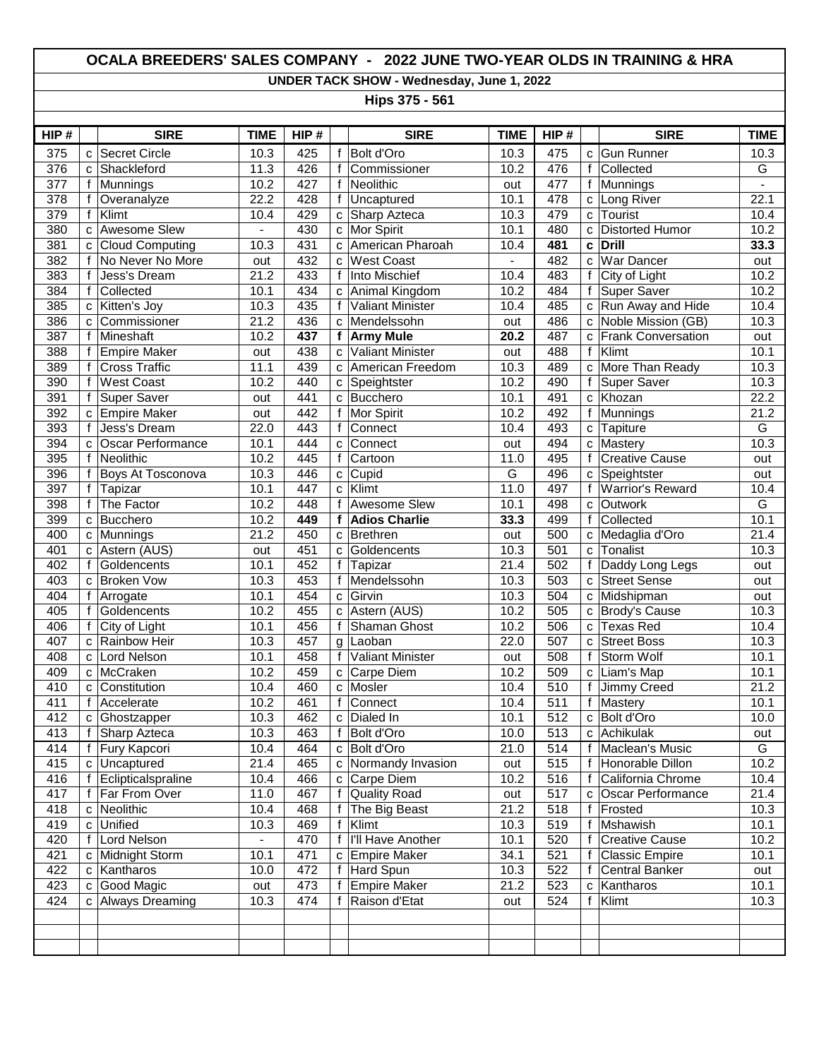# OCALA BREEDERS' SALES COMPANY - 2022 JUNE TWO-YEAR OLDS IN TRAINING & HRA

## UNDER TACK SHOW - Wednesday, June 1, 2022

### Hips 375 - 561

| HIP # | | SIRE | TIME | HIP # | | SIRE | TIME | HIP # | | SIRE | TIME |
|---|---|---|---|---|---|---|---|---|---|---|---|
| 375 | c | Secret Circle | 10.3 | 425 | f | Bolt d'Oro | 10.3 | 475 | c | Gun Runner | 10.3 |
| 376 | c | Shackleford | 11.3 | 426 | f | Commissioner | 10.2 | 476 | f | Collected | G |
| 377 | f | Munnings | 10.2 | 427 | f | Neolithic | out | 477 | f | Munnings | - |
| 378 | f | Overanalyze | 22.2 | 428 | f | Uncaptured | 10.1 | 478 | c | Long River | 22.1 |
| 379 | f | Klimt | 10.4 | 429 | c | Sharp Azteca | 10.3 | 479 | c | Tourist | 10.4 |
| 380 | c | Awesome Slew | - | 430 | c | Mor Spirit | 10.1 | 480 | c | Distorted Humor | 10.2 |
| 381 | c | Cloud Computing | 10.3 | 431 | c | American Pharoah | 10.4 | **481** | **c** | **Drill** | **33.3** |
| 382 | f | No Never No More | out | 432 | c | West Coast | - | 482 | c | War Dancer | out |
| 383 | f | Jess's Dream | 21.2 | 433 | f | Into Mischief | 10.4 | 483 | f | City of Light | 10.2 |
| 384 | f | Collected | 10.1 | 434 | c | Animal Kingdom | 10.2 | 484 | f | Super Saver | 10.2 |
| 385 | c | Kitten's Joy | 10.3 | 435 | f | Valiant Minister | 10.4 | 485 | c | Run Away and Hide | 10.4 |
| 386 | c | Commissioner | 21.2 | 436 | c | Mendelssohn | out | 486 | c | Noble Mission (GB) | 10.3 |
| 387 | f | Mineshaft | 10.2 | **437** | **f** | **Army Mule** | **20.2** | 487 | c | Frank Conversation | out |
| 388 | f | Empire Maker | out | 438 | c | Valiant Minister | out | 488 | f | Klimt | 10.1 |
| 389 | f | Cross Traffic | 11.1 | 439 | c | American Freedom | 10.3 | 489 | c | More Than Ready | 10.3 |
| 390 | f | West Coast | 10.2 | 440 | c | Speightster | 10.2 | 490 | f | Super Saver | 10.3 |
| 391 | f | Super Saver | out | 441 | c | Bucchero | 10.1 | 491 | c | Khozan | 22.2 |
| 392 | c | Empire Maker | out | 442 | f | Mor Spirit | 10.2 | 492 | f | Munnings | 21.2 |
| 393 | f | Jess's Dream | 22.0 | 443 | f | Connect | 10.4 | 493 | c | Tapiture | G |
| 394 | c | Oscar Performance | 10.1 | 444 | c | Connect | out | 494 | c | Mastery | 10.3 |
| 395 | f | Neolithic | 10.2 | 445 | f | Cartoon | 11.0 | 495 | f | Creative Cause | out |
| 396 | f | Boys At Tosconova | 10.3 | 446 | c | Cupid | G | 496 | c | Speightster | out |
| 397 | f | Tapizar | 10.1 | 447 | c | Klimt | 11.0 | 497 | f | Warrior's Reward | 10.4 |
| 398 | f | The Factor | 10.2 | 448 | f | Awesome Slew | 10.1 | 498 | c | Outwork | G |
| 399 | c | Bucchero | 10.2 | **449** | **f** | **Adios Charlie** | **33.3** | 499 | f | Collected | 10.1 |
| 400 | c | Munnings | 21.2 | 450 | c | Brethren | out | 500 | c | Medaglia d'Oro | 21.4 |
| 401 | c | Astern (AUS) | out | 451 | c | Goldencents | 10.3 | 501 | c | Tonalist | 10.3 |
| 402 | f | Goldencents | 10.1 | 452 | f | Tapizar | 21.4 | 502 | f | Daddy Long Legs | out |
| 403 | c | Broken Vow | 10.3 | 453 | f | Mendelssohn | 10.3 | 503 | c | Street Sense | out |
| 404 | f | Arrogate | 10.1 | 454 | c | Girvin | 10.3 | 504 | c | Midshipman | out |
| 405 | f | Goldencents | 10.2 | 455 | c | Astern (AUS) | 10.2 | 505 | c | Brody's Cause | 10.3 |
| 406 | f | City of Light | 10.1 | 456 | f | Shaman Ghost | 10.2 | 506 | c | Texas Red | 10.4 |
| 407 | c | Rainbow Heir | 10.3 | 457 | g | Laoban | 22.0 | 507 | c | Street Boss | 10.3 |
| 408 | c | Lord Nelson | 10.1 | 458 | f | Valiant Minister | out | 508 | f | Storm Wolf | 10.1 |
| 409 | c | McCraken | 10.2 | 459 | c | Carpe Diem | 10.2 | 509 | c | Liam's Map | 10.1 |
| 410 | c | Constitution | 10.4 | 460 | c | Mosler | 10.4 | 510 | f | Jimmy Creed | 21.2 |
| 411 | f | Accelerate | 10.2 | 461 | f | Connect | 10.4 | 511 | f | Mastery | 10.1 |
| 412 | c | Ghostzapper | 10.3 | 462 | c | Dialed In | 10.1 | 512 | c | Bolt d'Oro | 10.0 |
| 413 | f | Sharp Azteca | 10.3 | 463 | f | Bolt d'Oro | 10.0 | 513 | c | Achikulak | out |
| 414 | f | Fury Kapcori | 10.4 | 464 | c | Bolt d'Oro | 21.0 | 514 | f | Maclean's Music | G |
| 415 | c | Uncaptured | 21.4 | 465 | c | Normandy Invasion | out | 515 | f | Honorable Dillon | 10.2 |
| 416 | f | Eclipticalspraline | 10.4 | 466 | c | Carpe Diem | 10.2 | 516 | f | California Chrome | 10.4 |
| 417 | f | Far From Over | 11.0 | 467 | f | Quality Road | out | 517 | c | Oscar Performance | 21.4 |
| 418 | c | Neolithic | 10.4 | 468 | f | The Big Beast | 21.2 | 518 | f | Frosted | 10.3 |
| 419 | c | Unified | 10.3 | 469 | f | Klimt | 10.3 | 519 | f | Mshawish | 10.1 |
| 420 | f | Lord Nelson | - | 470 | f | I'll Have Another | 10.1 | 520 | f | Creative Cause | 10.2 |
| 421 | c | Midnight Storm | 10.1 | 471 | c | Empire Maker | 34.1 | 521 | f | Classic Empire | 10.1 |
| 422 | c | Kantharos | 10.0 | 472 | f | Hard Spun | 10.3 | 522 | f | Central Banker | out |
| 423 | c | Good Magic | out | 473 | f | Empire Maker | 21.2 | 523 | c | Kantharos | 10.1 |
| 424 | c | Always Dreaming | 10.3 | 474 | f | Raison d'Etat | out | 524 | f | Klimt | 10.3 |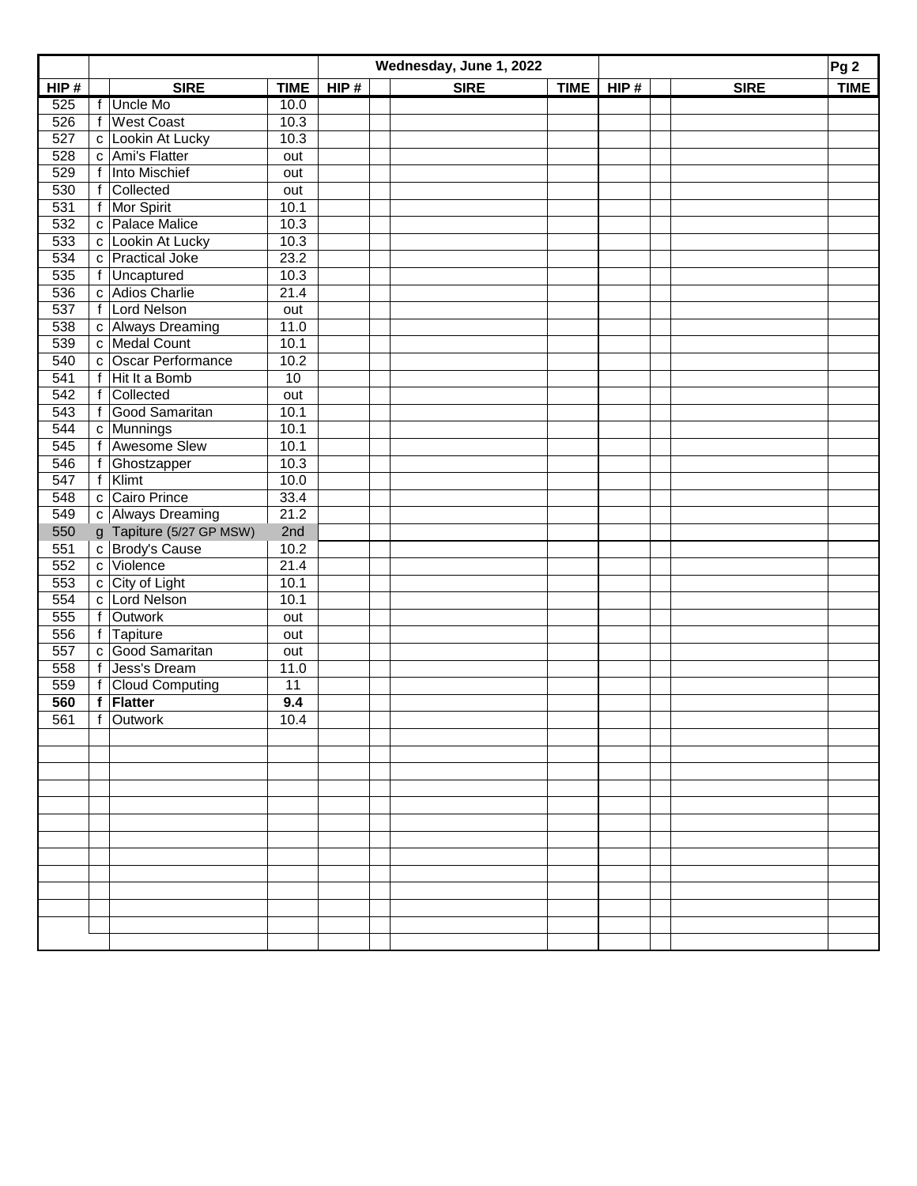| | | | | Wednesday, June 1, 2022 | | | | | | | Pg 2 |
|---|---|---|---|---|---|---|---|---|---|---|---|
| HIP # | | SIRE | TIME | HIP # | | SIRE | TIME | HIP # | | SIRE | TIME |
| 525 | f | Uncle Mo | 10.0 | | | | | | | | |
| 526 | f | West Coast | 10.3 | | | | | | | | |
| 527 | c | Lookin At Lucky | 10.3 | | | | | | | | |
| 528 | c | Ami's Flatter | out | | | | | | | | |
| 529 | f | Into Mischief | out | | | | | | | | |
| 530 | f | Collected | out | | | | | | | | |
| 531 | f | Mor Spirit | 10.1 | | | | | | | | |
| 532 | c | Palace Malice | 10.3 | | | | | | | | |
| 533 | c | Lookin At Lucky | 10.3 | | | | | | | | |
| 534 | c | Practical Joke | 23.2 | | | | | | | | |
| 535 | f | Uncaptured | 10.3 | | | | | | | | |
| 536 | c | Adios Charlie | 21.4 | | | | | | | | |
| 537 | f | Lord Nelson | out | | | | | | | | |
| 538 | c | Always Dreaming | 11.0 | | | | | | | | |
| 539 | c | Medal Count | 10.1 | | | | | | | | |
| 540 | c | Oscar Performance | 10.2 | | | | | | | | |
| 541 | f | Hit It a Bomb | 10 | | | | | | | | |
| 542 | f | Collected | out | | | | | | | | |
| 543 | f | Good Samaritan | 10.1 | | | | | | | | |
| 544 | c | Munnings | 10.1 | | | | | | | | |
| 545 | f | Awesome Slew | 10.1 | | | | | | | | |
| 546 | f | Ghostzapper | 10.3 | | | | | | | | |
| 547 | f | Klimt | 10.0 | | | | | | | | |
| 548 | c | Cairo Prince | 33.4 | | | | | | | | |
| 549 | c | Always Dreaming | 21.2 | | | | | | | | |
| 550 | g | Tapiture (5/27 GP MSW) | 2nd | | | | | | | | |
| 551 | c | Brody's Cause | 10.2 | | | | | | | | |
| 552 | c | Violence | 21.4 | | | | | | | | |
| 553 | c | City of Light | 10.1 | | | | | | | | |
| 554 | c | Lord Nelson | 10.1 | | | | | | | | |
| 555 | f | Outwork | out | | | | | | | | |
| 556 | f | Tapiture | out | | | | | | | | |
| 557 | c | Good Samaritan | out | | | | | | | | |
| 558 | f | Jess's Dream | 11.0 | | | | | | | | |
| 559 | f | Cloud Computing | 11 | | | | | | | | |
| **560** | **f** | **Flatter** | **9.4** | | | | | | | | |
| 561 | f | Outwork | 10.4 | | | | | | | | |